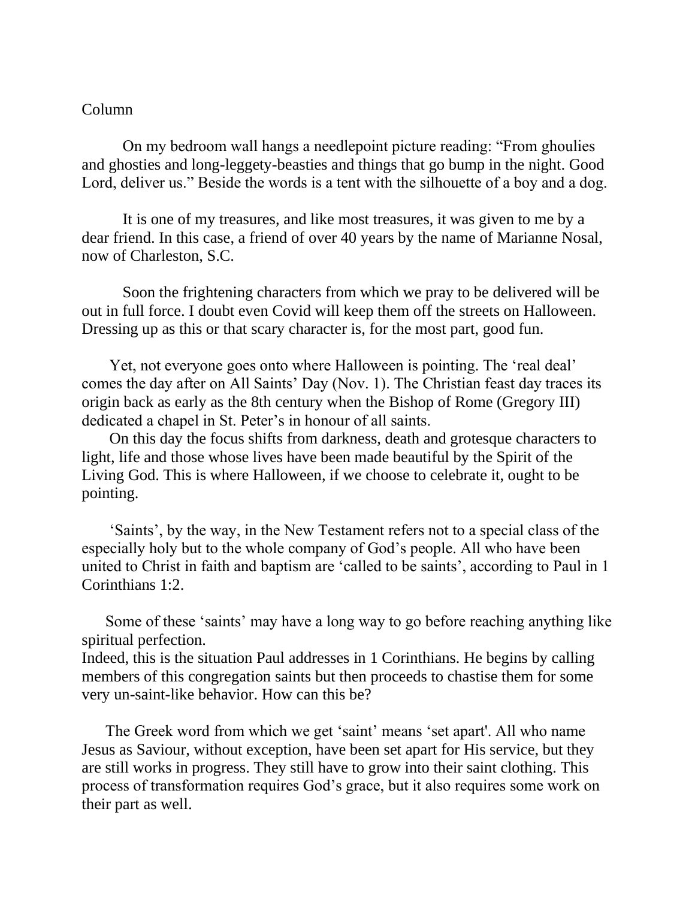Column

On my bedroom wall hangs a needlepoint picture reading: "From ghoulies and ghosties and long-leggety-beasties and things that go bump in the night. Good Lord, deliver us." Beside the words is a tent with the silhouette of a boy and a dog.

It is one of my treasures, and like most treasures, it was given to me by a dear friend. In this case, a friend of over 40 years by the name of Marianne Nosal, now of Charleston, S.C.

Soon the frightening characters from which we pray to be delivered will be out in full force. I doubt even Covid will keep them off the streets on Halloween. Dressing up as this or that scary character is, for the most part, good fun.

Yet, not everyone goes onto where Halloween is pointing. The 'real deal' comes the day after on All Saints' Day (Nov. 1). The Christian feast day traces its origin back as early as the 8th century when the Bishop of Rome (Gregory III) dedicated a chapel in St. Peter's in honour of all saints.

On this day the focus shifts from darkness, death and grotesque characters to light, life and those whose lives have been made beautiful by the Spirit of the Living God. This is where Halloween, if we choose to celebrate it, ought to be pointing.

'Saints', by the way, in the New Testament refers not to a special class of the especially holy but to the whole company of God's people. All who have been united to Christ in faith and baptism are 'called to be saints', according to Paul in 1 Corinthians 1:2.

Some of these 'saints' may have a long way to go before reaching anything like spiritual perfection.
Indeed, this is the situation Paul addresses in 1 Corinthians. He begins by calling members of this congregation saints but then proceeds to chastise them for some very un-saint-like behavior. How can this be?

The Greek word from which we get 'saint' means 'set apart'. All who name Jesus as Saviour, without exception, have been set apart for His service, but they are still works in progress. They still have to grow into their saint clothing. This process of transformation requires God's grace, but it also requires some work on their part as well.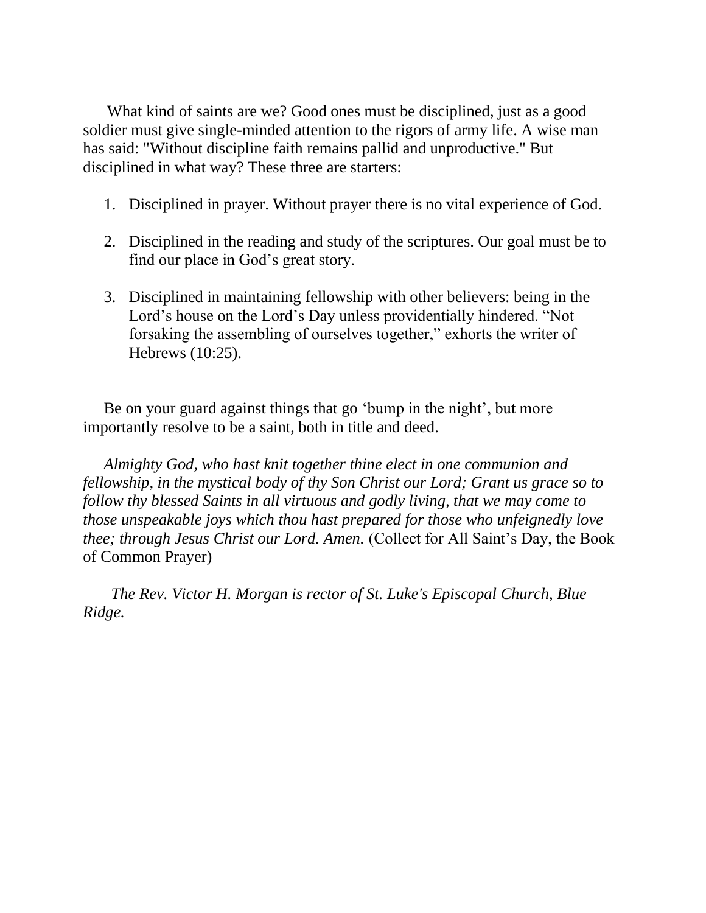What kind of saints are we? Good ones must be disciplined, just as a good soldier must give single-minded attention to the rigors of army life. A wise man has said: "Without discipline faith remains pallid and unproductive." But disciplined in what way? These three are starters:

1. Disciplined in prayer. Without prayer there is no vital experience of God.

2. Disciplined in the reading and study of the scriptures. Our goal must be to find our place in God's great story.

3. Disciplined in maintaining fellowship with other believers: being in the Lord's house on the Lord's Day unless providentially hindered. "Not forsaking the assembling of ourselves together," exhorts the writer of Hebrews (10:25).

Be on your guard against things that go 'bump in the night', but more importantly resolve to be a saint, both in title and deed.

*Almighty God, who hast knit together thine elect in one communion and fellowship, in the mystical body of thy Son Christ our Lord; Grant us grace so to follow thy blessed Saints in all virtuous and godly living, that we may come to those unspeakable joys which thou hast prepared for those who unfeignedly love thee; through Jesus Christ our Lord. Amen.* (Collect for All Saint's Day, the Book of Common Prayer)

*The Rev. Victor H. Morgan is rector of St. Luke's Episcopal Church, Blue Ridge.*